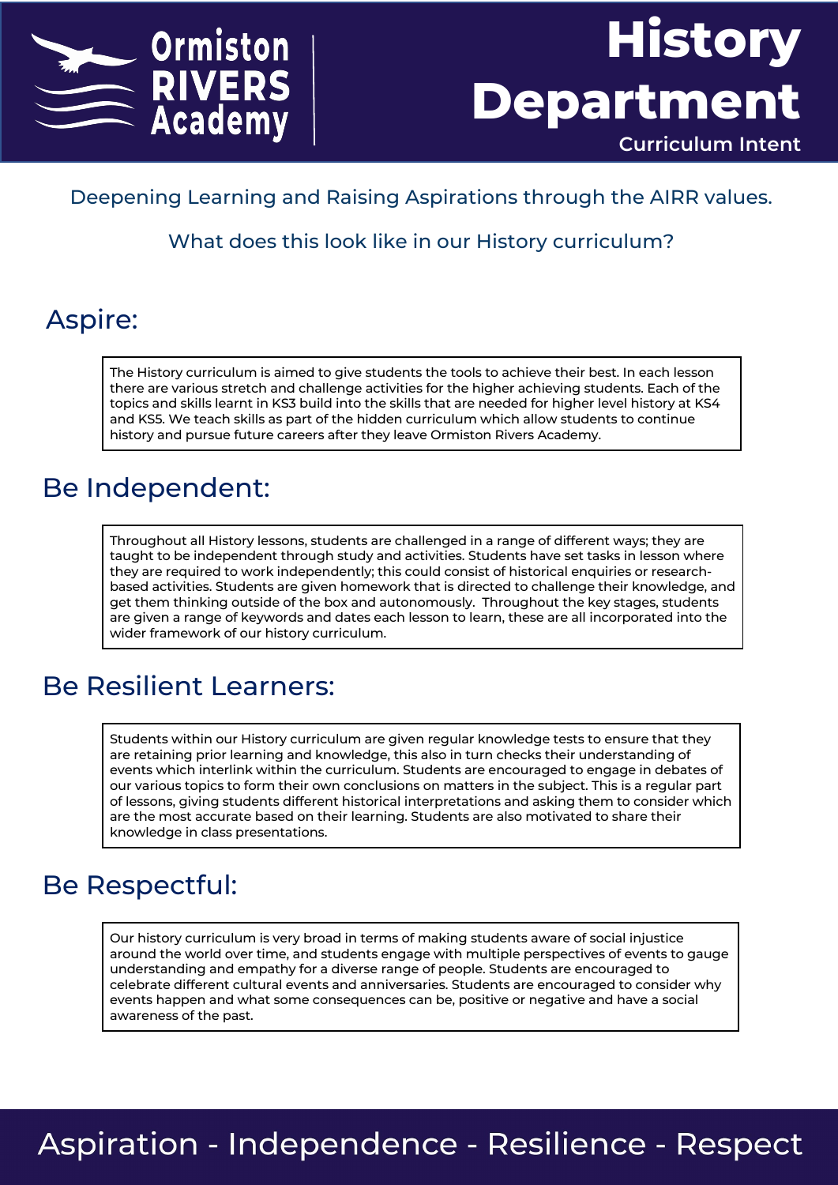Ormiston RIVERS Academy

# History Department

Curriculum Intent

Deepening Learning and Raising Aspirations through the AIRR values.

What does this look like in our History curriculum?

## Aspire:

The History curriculum is aimed to give students the tools to achieve their best. In each lesson there are various stretch and challenge activities for the higher achieving students. Each of the topics and skills learnt in KS3 build into the skills that are needed for higher level history at KS4 and KS5. We teach skills as part of the hidden curriculum which allow students to continue history and pursue future careers after they leave Ormiston Rivers Academy.

## Be Independent:

Throughout all History lessons, students are challenged in a range of different ways; they are taught to be independent through study and activities. Students have set tasks in lesson where they are required to work independently; this could consist of historical enquiries or research-based activities. Students are given homework that is directed to challenge their knowledge, and get them thinking outside of the box and autonomously. Throughout the key stages, students are given a range of keywords and dates each lesson to learn, these are all incorporated into the wider framework of our history curriculum.

## Be Resilient Learners:

Students within our History curriculum are given regular knowledge tests to ensure that they are retaining prior learning and knowledge, this also in turn checks their understanding of events which interlink within the curriculum. Students are encouraged to engage in debates of our various topics to form their own conclusions on matters in the subject. This is a regular part of lessons, giving students different historical interpretations and asking them to consider which are the most accurate based on their learning. Students are also motivated to share their knowledge in class presentations.

## Be Respectful:

Our history curriculum is very broad in terms of making students aware of social injustice around the world over time, and students engage with multiple perspectives of events to gauge understanding and empathy for a diverse range of people. Students are encouraged to celebrate different cultural events and anniversaries. Students are encouraged to consider why events happen and what some consequences can be, positive or negative and have a social awareness of the past.

Aspiration - Independence - Resilience - Respect